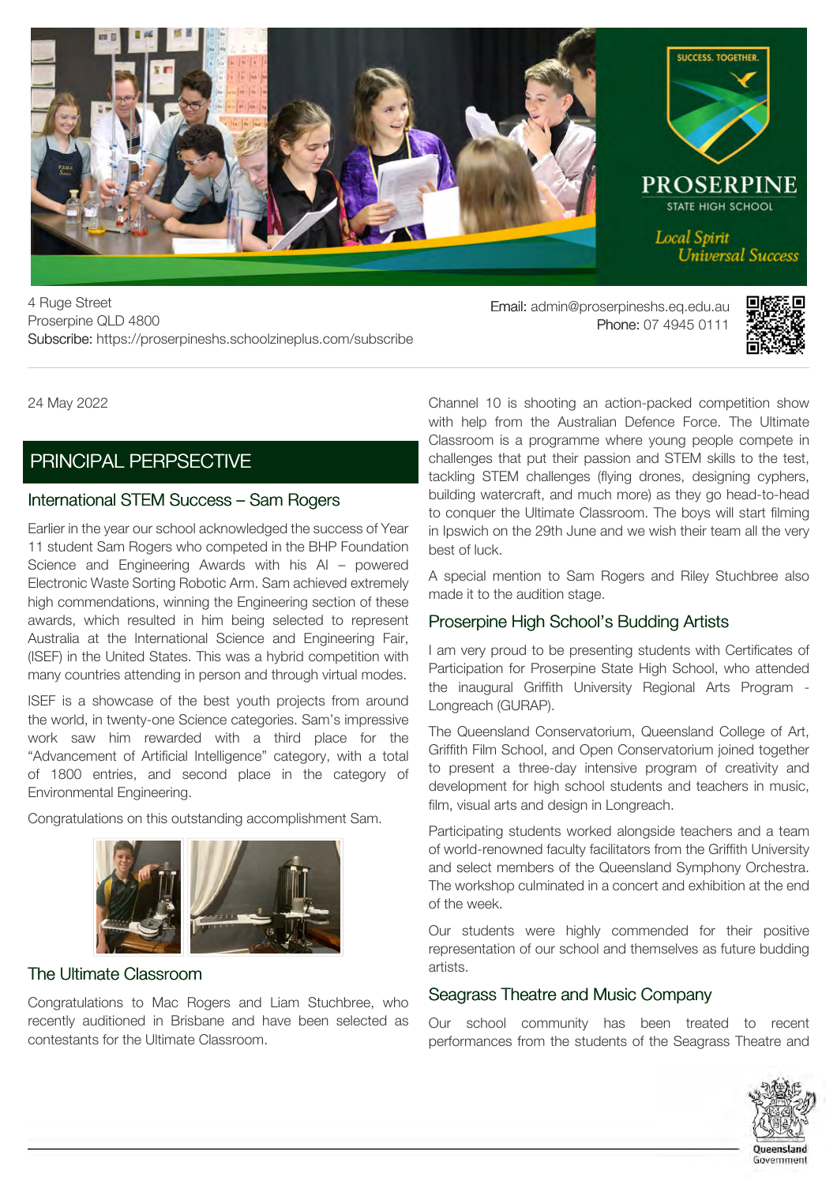PROSERPINE STATE HIGH SCHOOL

SUCCESS. TOGETHER.

*Local Spirit Universal Success*

4 Ruge Street
Proserpine QLD 4800
Subscribe: https://proserpineshs.schoolzineplus.com/subscribe

Email: admin@proserpineshs.eq.edu.au
Phone: 07 4945 0111

24 May 2022

## PRINCIPAL PERPSECTIVE

### International STEM Success – Sam Rogers

Earlier in the year our school acknowledged the success of Year 11 student Sam Rogers who competed in the BHP Foundation Science and Engineering Awards with his AI – powered Electronic Waste Sorting Robotic Arm. Sam achieved extremely high commendations, winning the Engineering section of these awards, which resulted in him being selected to represent Australia at the International Science and Engineering Fair, (ISEF) in the United States. This was a hybrid competition with many countries attending in person and through virtual modes.

ISEF is a showcase of the best youth projects from around the world, in twenty-one Science categories. Sam's impressive work saw him rewarded with a third place for the "Advancement of Artificial Intelligence" category, with a total of 1800 entries, and second place in the category of Environmental Engineering.

Congratulations on this outstanding accomplishment Sam.

### The Ultimate Classroom

Congratulations to Mac Rogers and Liam Stuchbree, who recently auditioned in Brisbane and have been selected as contestants for the Ultimate Classroom.

Channel 10 is shooting an action-packed competition show with help from the Australian Defence Force. The Ultimate Classroom is a programme where young people compete in challenges that put their passion and STEM skills to the test, tackling STEM challenges (flying drones, designing cyphers, building watercraft, and much more) as they go head-to-head to conquer the Ultimate Classroom. The boys will start filming in Ipswich on the 29th June and we wish their team all the very best of luck.

A special mention to Sam Rogers and Riley Stuchbree also made it to the audition stage.

### Proserpine High School's Budding Artists

I am very proud to be presenting students with Certificates of Participation for Proserpine State High School, who attended the inaugural Griffith University Regional Arts Program - Longreach (GURAP).

The Queensland Conservatorium, Queensland College of Art, Griffith Film School, and Open Conservatorium joined together to present a three-day intensive program of creativity and development for high school students and teachers in music, film, visual arts and design in Longreach.

Participating students worked alongside teachers and a team of world-renowned faculty facilitators from the Griffith University and select members of the Queensland Symphony Orchestra. The workshop culminated in a concert and exhibition at the end of the week.

Our students were highly commended for their positive representation of our school and themselves as future budding artists.

### Seagrass Theatre and Music Company

Our school community has been treated to recent performances from the students of the Seagrass Theatre and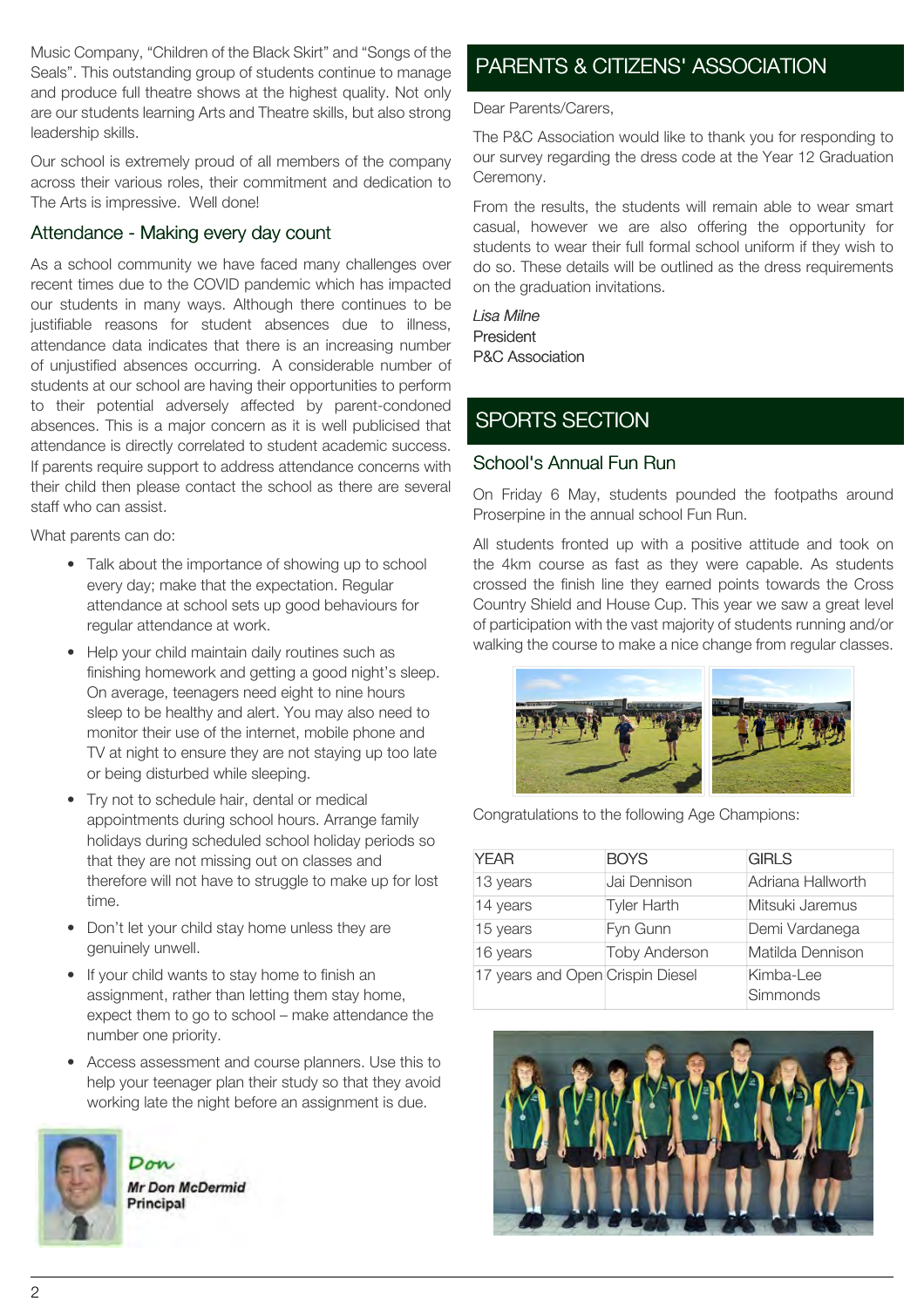Music Company, "Children of the Black Skirt" and "Songs of the Seals". This outstanding group of students continue to manage and produce full theatre shows at the highest quality. Not only are our students learning Arts and Theatre skills, but also strong leadership skills.

Our school is extremely proud of all members of the company across their various roles, their commitment and dedication to The Arts is impressive. Well done!

### Attendance - Making every day count

As a school community we have faced many challenges over recent times due to the COVID pandemic which has impacted our students in many ways. Although there continues to be justifiable reasons for student absences due to illness, attendance data indicates that there is an increasing number of unjustified absences occurring. A considerable number of students at our school are having their opportunities to perform to their potential adversely affected by parent-condoned absences. This is a major concern as it is well publicised that attendance is directly correlated to student academic success. If parents require support to address attendance concerns with their child then please contact the school as there are several staff who can assist.

What parents can do:

- Talk about the importance of showing up to school every day; make that the expectation. Regular attendance at school sets up good behaviours for regular attendance at work.
- Help your child maintain daily routines such as finishing homework and getting a good night's sleep. On average, teenagers need eight to nine hours sleep to be healthy and alert. You may also need to monitor their use of the internet, mobile phone and TV at night to ensure they are not staying up too late or being disturbed while sleeping.
- Try not to schedule hair, dental or medical appointments during school hours. Arrange family holidays during scheduled school holiday periods so that they are not missing out on classes and therefore will not have to struggle to make up for lost time.
- Don't let your child stay home unless they are genuinely unwell.
- If your child wants to stay home to finish an assignment, rather than letting them stay home, expect them to go to school – make attendance the number one priority.
- Access assessment and course planners. Use this to help your teenager plan their study so that they avoid working late the night before an assignment is due.

*Don*
**Mr Don McDermid**
**Principal**

## PARENTS & CITIZENS' ASSOCIATION

Dear Parents/Carers,

The P&C Association would like to thank you for responding to our survey regarding the dress code at the Year 12 Graduation Ceremony.

From the results, the students will remain able to wear smart casual, however we are also offering the opportunity for students to wear their full formal school uniform if they wish to do so. These details will be outlined as the dress requirements on the graduation invitations.

*Lisa Milne*
President
P&C Association

## SPORTS SECTION

### School's Annual Fun Run

On Friday 6 May, students pounded the footpaths around Proserpine in the annual school Fun Run.

All students fronted up with a positive attitude and took on the 4km course as fast as they were capable. As students crossed the finish line they earned points towards the Cross Country Shield and House Cup. This year we saw a great level of participation with the vast majority of students running and/or walking the course to make a nice change from regular classes.

Congratulations to the following Age Champions:

| YEAR | BOYS | GIRLS |
|---|---|---|
| 13 years | Jai Dennison | Adriana Hallworth |
| 14 years | Tyler Harth | Mitsuki Jaremus |
| 15 years | Fyn Gunn | Demi Vardanega |
| 16 years | Toby Anderson | Matilda Dennison |
| 17 years and Open | Crispin Diesel | Kimba-Lee Simmonds |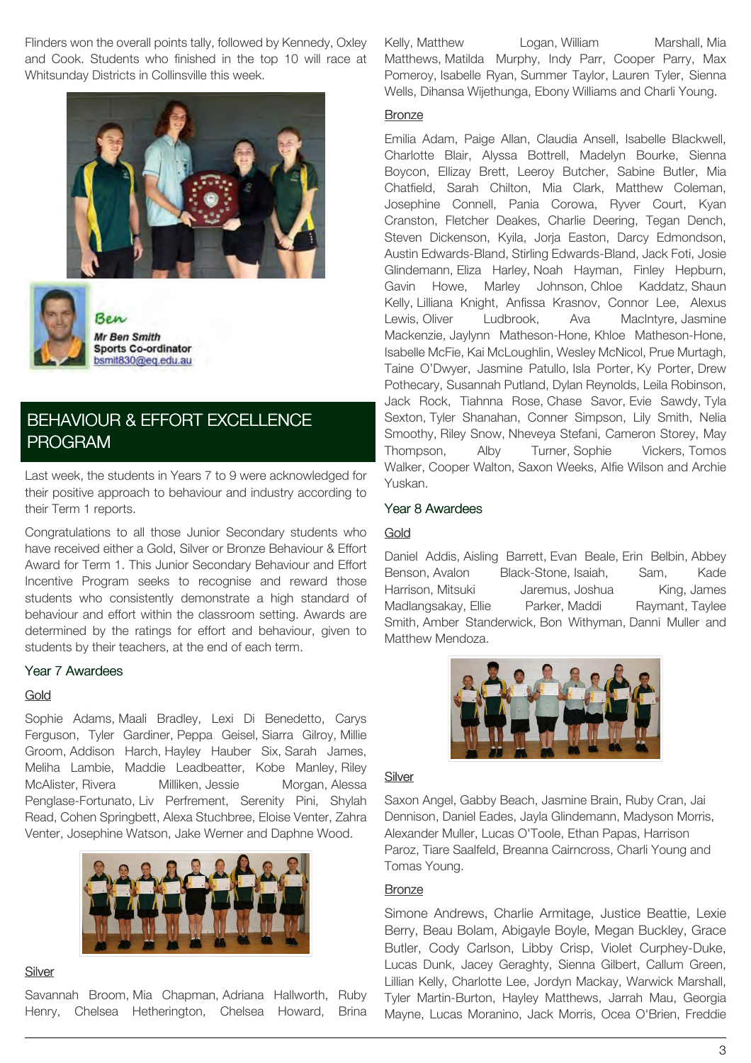Flinders won the overall points tally, followed by Kennedy, Oxley and Cook. Students who finished in the top 10 will race at Whitsunday Districts in Collinsville this week.

Ben
**Mr Ben Smith**
**Sports Co-ordinator**
bsmit830@eq.edu.au

## BEHAVIOUR & EFFORT EXCELLENCE PROGRAM

Last week, the students in Years 7 to 9 were acknowledged for their positive approach to behaviour and industry according to their Term 1 reports.

Congratulations to all those Junior Secondary students who have received either a Gold, Silver or Bronze Behaviour & Effort Award for Term 1. This Junior Secondary Behaviour and Effort Incentive Program seeks to recognise and reward those students who consistently demonstrate a high standard of behaviour and effort within the classroom setting. Awards are determined by the ratings for effort and behaviour, given to students by their teachers, at the end of each term.

### Year 7 Awardees

Gold

Sophie Adams, Maali Bradley, Lexi Di Benedetto, Carys Ferguson, Tyler Gardiner, Peppa Geisel, Siarra Gilroy, Millie Groom, Addison Harch, Hayley Hauber Six, Sarah James, Meliha Lambie, Maddie Leadbeatter, Kobe Manley, Riley McAlister, Rivera Milliken, Jessie Morgan, Alessa Penglase-Fortunato, Liv Perfrement, Serenity Pini, Shylah Read, Cohen Springbett, Alexa Stuchbree, Eloise Venter, Zahra Venter, Josephine Watson, Jake Werner and Daphne Wood.

Silver

Savannah Broom, Mia Chapman, Adriana Hallworth, Ruby Henry, Chelsea Hetherington, Chelsea Howard, Brina Kelly, Matthew Logan, William Marshall, Mia Matthews, Matilda Murphy, Indy Parr, Cooper Parry, Max Pomeroy, Isabelle Ryan, Summer Taylor, Lauren Tyler, Sienna Wells, Dihansa Wijethunga, Ebony Williams and Charli Young.

Bronze

Emilia Adam, Paige Allan, Claudia Ansell, Isabelle Blackwell, Charlotte Blair, Alyssa Bottrell, Madelyn Bourke, Sienna Boycon, Ellizay Brett, Leeroy Butcher, Sabine Butler, Mia Chatfield, Sarah Chilton, Mia Clark, Matthew Coleman, Josephine Connell, Pania Corowa, Ryver Court, Kyan Cranston, Fletcher Deakes, Charlie Deering, Tegan Dench, Steven Dickenson, Kyila, Jorja Easton, Darcy Edmondson, Austin Edwards-Bland, Stirling Edwards-Bland, Jack Foti, Josie Glindemann, Eliza Harley, Noah Hayman, Finley Hepburn, Gavin Howe, Marley Johnson, Chloe Kaddatz, Shaun Kelly, Lilliana Knight, Anfissa Krasnov, Connor Lee, Alexus Lewis, Oliver Ludbrook, Ava MacIntyre, Jasmine Mackenzie, Jaylynn Matheson-Hone, Khloe Matheson-Hone, Isabelle McFie, Kai McLoughlin, Wesley McNicol, Prue Murtagh, Taine O'Dwyer, Jasmine Patullo, Isla Porter, Ky Porter, Drew Pothecary, Susannah Putland, Dylan Reynolds, Leila Robinson, Jack Rock, Tiahnna Rose, Chase Savor, Evie Sawdy, Tyla Sexton, Tyler Shanahan, Conner Simpson, Lily Smith, Nelia Smoothy, Riley Snow, Nheveya Stefani, Cameron Storey, May Thompson, Alby Turner, Sophie Vickers, Tomos Walker, Cooper Walton, Saxon Weeks, Alfie Wilson and Archie Yuskan.

### Year 8 Awardees

Gold

Daniel Addis, Aisling Barrett, Evan Beale, Erin Belbin, Abbey Benson, Avalon Black-Stone, Isaiah, Sam, Kade Harrison, Mitsuki Jaremus, Joshua King, James Madlangsakay, Ellie Parker, Maddi Raymant, Taylee Smith, Amber Standerwick, Bon Withyman, Danni Muller and Matthew Mendoza.

Silver

Saxon Angel, Gabby Beach, Jasmine Brain, Ruby Cran, Jai Dennison, Daniel Eades, Jayla Glindemann, Madyson Morris, Alexander Muller, Lucas O'Toole, Ethan Papas, Harrison Paroz, Tiare Saalfeld, Breanna Cairncross, Charli Young and Tomas Young.

Bronze

Simone Andrews, Charlie Armitage, Justice Beattie, Lexie Berry, Beau Bolam, Abigayle Boyle, Megan Buckley, Grace Butler, Cody Carlson, Libby Crisp, Violet Curphey-Duke, Lucas Dunk, Jacey Geraghty, Sienna Gilbert, Callum Green, Lillian Kelly, Charlotte Lee, Jordyn Mackay, Warwick Marshall, Tyler Martin-Burton, Hayley Matthews, Jarrah Mau, Georgia Mayne, Lucas Moranino, Jack Morris, Ocea O'Brien, Freddie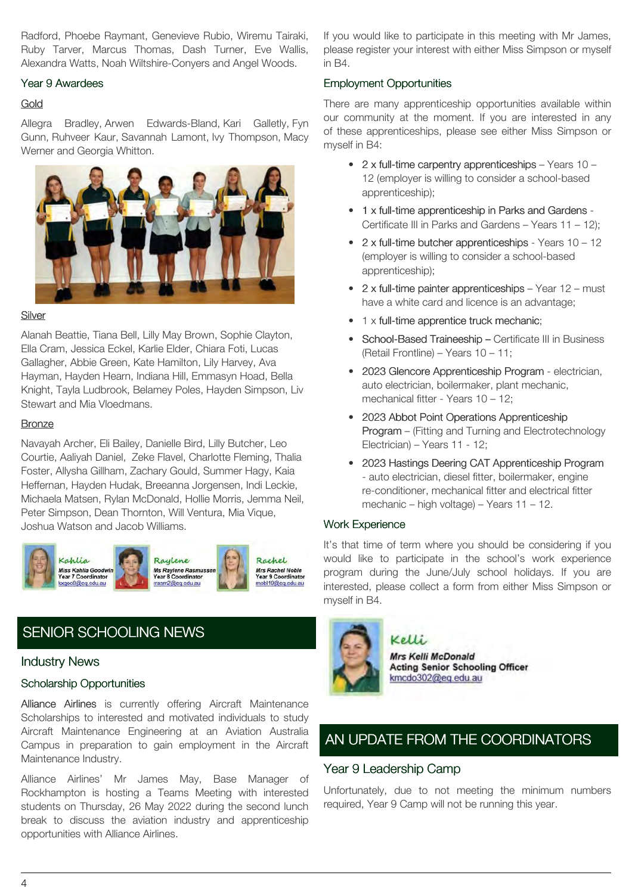Radford, Phoebe Raymant, Genevieve Rubio, Wiremu Tairaki, Ruby Tarver, Marcus Thomas, Dash Turner, Eve Wallis, Alexandra Watts, Noah Wiltshire-Conyers and Angel Woods.

### Year 9 Awardees

#### Gold

Allegra Bradley, Arwen Edwards-Bland, Kari Galletly, Fyn Gunn, Ruhveer Kaur, Savannah Lamont, Ivy Thompson, Macy Werner and Georgia Whitton.

#### Silver

Alanah Beattie, Tiana Bell, Lilly May Brown, Sophie Clayton, Ella Cram, Jessica Eckel, Karlie Elder, Chiara Foti, Lucas Gallagher, Abbie Green, Kate Hamilton, Lily Harvey, Ava Hayman, Hayden Hearn, Indiana Hill, Emmasyn Hoad, Bella Knight, Tayla Ludbrook, Belamey Poles, Hayden Simpson, Liv Stewart and Mia Vloedmans.

#### Bronze

Navayah Archer, Eli Bailey, Danielle Bird, Lilly Butcher, Leo Courtie, Aaliyah Daniel, Zeke Flavel, Charlotte Fleming, Thalia Foster, Allysha Gillham, Zachary Gould, Summer Hagy, Kaia Heffernan, Hayden Hudak, Breeanna Jorgensen, Indi Leckie, Michaela Matsen, Rylan McDonald, Hollie Morris, Jemma Neil, Peter Simpson, Dean Thornton, Will Ventura, Mia Vique, Joshua Watson and Jacob Williams.

*Kahlia*
Miss Kahlia Goodwin
Year 7 Coordinator
kxgoo8@eq.edu.au

*Raylene*
Ms Raylene Rasmussen
Year 8 Coordinator
rrasm2@eq.edu.au

*Rachel*
Mrs Rachel Noble
Year 9 Coordinator
rnobl10@eq.edu.au

## SENIOR SCHOOLING NEWS

### Industry News

### Scholarship Opportunities

Alliance Airlines is currently offering Aircraft Maintenance Scholarships to interested and motivated individuals to study Aircraft Maintenance Engineering at an Aviation Australia Campus in preparation to gain employment in the Aircraft Maintenance Industry.

Alliance Airlines' Mr James May, Base Manager of Rockhampton is hosting a Teams Meeting with interested students on Thursday, 26 May 2022 during the second lunch break to discuss the aviation industry and apprenticeship opportunities with Alliance Airlines.

If you would like to participate in this meeting with Mr James, please register your interest with either Miss Simpson or myself in B4.

### Employment Opportunities

There are many apprenticeship opportunities available within our community at the moment. If you are interested in any of these apprenticeships, please see either Miss Simpson or myself in B4:

- 2 x full-time carpentry apprenticeships – Years 10 – 12 (employer is willing to consider a school-based apprenticeship);
- 1 x full-time apprenticeship in Parks and Gardens - Certificate III in Parks and Gardens – Years 11 – 12);
- 2 x full-time butcher apprenticeships - Years 10 – 12 (employer is willing to consider a school-based apprenticeship);
- 2 x full-time painter apprenticeships – Year 12 – must have a white card and licence is an advantage;
- 1 x full-time apprentice truck mechanic;
- School-Based Traineeship – Certificate III in Business (Retail Frontline) – Years 10 – 11;
- 2023 Glencore Apprenticeship Program - electrician, auto electrician, boilermaker, plant mechanic, mechanical fitter - Years 10 – 12;
- 2023 Abbot Point Operations Apprenticeship Program – (Fitting and Turning and Electrotechnology Electrician) – Years 11 - 12;
- 2023 Hastings Deering CAT Apprenticeship Program - auto electrician, diesel fitter, boilermaker, engine re-conditioner, mechanical fitter and electrical fitter mechanic – high voltage) – Years 11 – 12.

### Work Experience

It's that time of term where you should be considering if you would like to participate in the school's work experience program during the June/July school holidays. If you are interested, please collect a form from either Miss Simpson or myself in B4.

*Kelli*
Mrs Kelli McDonald
Acting Senior Schooling Officer
kmcdo302@eq.edu.au

## AN UPDATE FROM THE COORDINATORS

### Year 9 Leadership Camp

Unfortunately, due to not meeting the minimum numbers required, Year 9 Camp will not be running this year.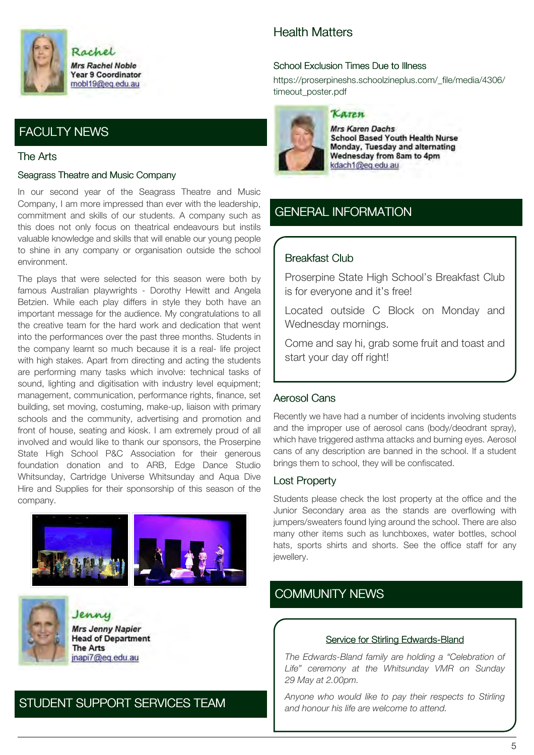Rachel
**Mrs Rachel Noble**
**Year 9 Coordinator**
mobl19@eq.edu.au

## FACULTY NEWS

### The Arts

#### Seagrass Theatre and Music Company

In our second year of the Seagrass Theatre and Music Company, I am more impressed than ever with the leadership, commitment and skills of our students. A company such as this does not only focus on theatrical endeavours but instils valuable knowledge and skills that will enable our young people to shine in any company or organisation outside the school environment.

The plays that were selected for this season were both by famous Australian playwrights - Dorothy Hewitt and Angela Betzien. While each play differs in style they both have an important message for the audience. My congratulations to all the creative team for the hard work and dedication that went into the performances over the past three months. Students in the company learnt so much because it is a real- life project with high stakes. Apart from directing and acting the students are performing many tasks which involve: technical tasks of sound, lighting and digitisation with industry level equipment; management, communication, performance rights, finance, set building, set moving, costuming, make-up, liaison with primary schools and the community, advertising and promotion and front of house, seating and kiosk. I am extremely proud of all involved and would like to thank our sponsors, the Proserpine State High School P&C Association for their generous foundation donation and to ARB, Edge Dance Studio Whitsunday, Cartridge Universe Whitsunday and Aqua Dive Hire and Supplies for their sponsorship of this season of the company.

Jenny
**Mrs Jenny Napier**
**Head of Department**
**The Arts**
jnapi7@eq.edu.au

## STUDENT SUPPORT SERVICES TEAM

### Health Matters

#### School Exclusion Times Due to Illness

https://proserpineshs.schoolzineplus.com/_file/media/4306/timeout_poster.pdf

Karen
**Mrs Karen Dachs**
**School Based Youth Health Nurse**
**Monday, Tuesday and alternating Wednesday from 8am to 4pm**
kdach1@eq.edu.au

## GENERAL INFORMATION

### Breakfast Club

Proserpine State High School's Breakfast Club is for everyone and it's free!

Located outside C Block on Monday and Wednesday mornings.

Come and say hi, grab some fruit and toast and start your day off right!

### Aerosol Cans

Recently we have had a number of incidents involving students and the improper use of aerosol cans (body/deodrant spray), which have triggered asthma attacks and burning eyes. Aerosol cans of any description are banned in the school. If a student brings them to school, they will be confiscated.

### Lost Property

Students please check the lost property at the office and the Junior Secondary area as the stands are overflowing with jumpers/sweaters found lying around the school. There are also many other items such as lunchboxes, water bottles, school hats, sports shirts and shorts. See the office staff for any jewellery.

## COMMUNITY NEWS

Service for Stirling Edwards-Bland

*The Edwards-Bland family are holding a "Celebration of Life" ceremony at the Whitsunday VMR on Sunday 29 May at 2.00pm.*

*Anyone who would like to pay their respects to Stirling and honour his life are welcome to attend.*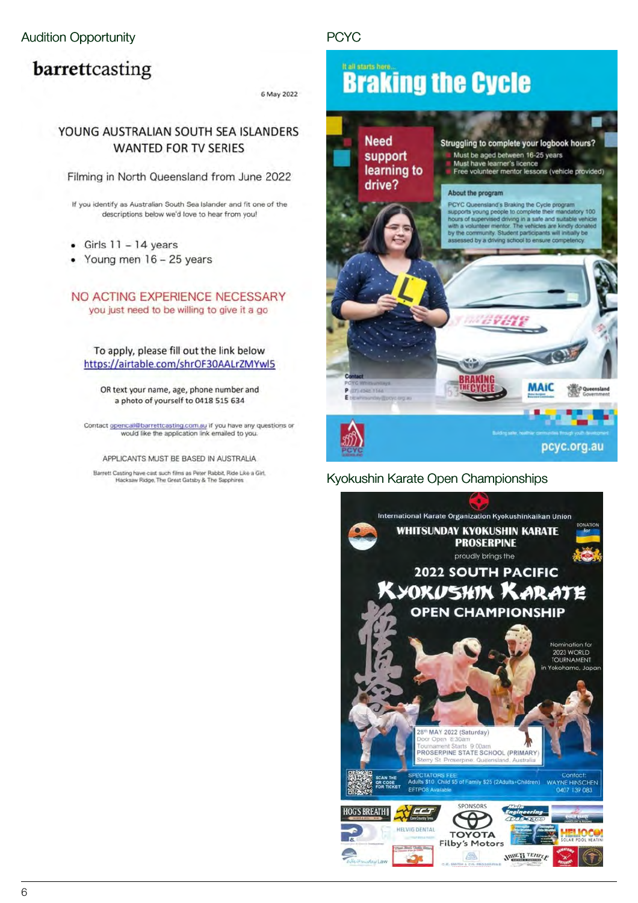## Audition Opportunity

**barrettcasting**

6 May 2022

YOUNG AUSTRALIAN SOUTH SEA ISLANDERS WANTED FOR TV SERIES

Filming in North Queensland from June 2022

If you identify as Australian South Sea Islander and fit one of the descriptions below we'd love to hear from you!

- Girls 11 – 14 years
- Young men 16 – 25 years

NO ACTING EXPERIENCE NECESSARY
you just need to be willing to give it a go

To apply, please fill out the link below
https://airtable.com/shrOF30AALrZMYwl5

OR text your name, age, phone number and a photo of yourself to 0418 515 634

Contact opencall@barrettcasting.com.au if you have any questions or would like the application link emailed to you.

APPLICANTS MUST BE BASED IN AUSTRALIA

Barrett Casting have cast such films as Peter Rabbit, Ride Like a Girl, Hacksaw Ridge, The Great Gatsby & The Sapphires

## PCYC

It all starts here...

**Braking the Cycle**

Need support learning to drive?

Struggling to complete your logbook hours?

- Must be aged between 16-25 years
- Must have learner's licence
- Free volunteer mentor lessons (vehicle provided)

About the program

PCYC Queensland's Braking the Cycle program supports young people to complete their mandatory 100 hours of supervised driving in a safe and suitable vehicle with a volunteer mentor. The vehicles are kindly donated by the community. Student participants will initially be assessed by a driving school to ensure competency.

Contact
PCYC Whitsundays
P (07) 4945 1144
E btcwhitsunday@pcyc.org.au

Building safe, healthier communities through youth development

pcyc.org.au

## Kyokushin Karate Open Championships

International Karate Organization Kyokushinkaikan Union

WHITSUNDAY KYOKUSHIN KARATE PROSERPINE

proudly brings the

2022 SOUTH PACIFIC KYOKUSHIN KARATE OPEN CHAMPIONSHIP

DONATION for

Nomination for 2023 WORLD TOURNAMENT in Yokohama, Japan

28th MAY 2022 (Saturday)
Door Open 8:30am
Tournament Starts 9:00am
PROSERPINE STATE SCHOOL (PRIMARY)
Sterry St. Proserpine, Queensland, Australia

SCAN THE QR CODE FOR TICKET

SPECTATORS FEE
Adults $10 Child $5 or Family $25 (2Adults+Children)
EFTPOS Available

Contact:
WAYNE HINSCHEN
0407 139 083

SPONSORS

HOG'S BREATH, CCT, HELVIG DENTAL, TOYOTA Filby's Motors, Engineering, HELIOCOL SOLAR POOL HEATING, Whitsunday Law, C.E. SMITH & P.A. PROSSERPINE, JIMMY'S TEMPLE